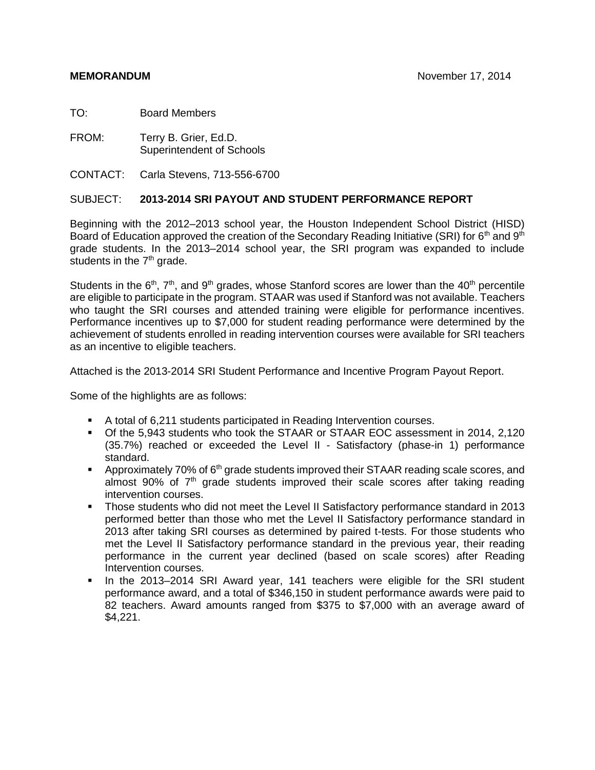**MEMORANDUM** November 17, 2014

TO: Board Members

FROM: Terry B. Grier, Ed.D.
Superintendent of Schools

CONTACT: Carla Stevens, 713-556-6700

SUBJECT: **2013-2014 SRI PAYOUT AND STUDENT PERFORMANCE REPORT**

Beginning with the 2012–2013 school year, the Houston Independent School District (HISD) Board of Education approved the creation of the Secondary Reading Initiative (SRI) for 6th and 9th grade students. In the 2013–2014 school year, the SRI program was expanded to include students in the 7th grade.

Students in the 6th, 7th, and 9th grades, whose Stanford scores are lower than the 40th percentile are eligible to participate in the program. STAAR was used if Stanford was not available. Teachers who taught the SRI courses and attended training were eligible for performance incentives. Performance incentives up to $7,000 for student reading performance were determined by the achievement of students enrolled in reading intervention courses were available for SRI teachers as an incentive to eligible teachers.

Attached is the 2013-2014 SRI Student Performance and Incentive Program Payout Report.

Some of the highlights are as follows:

- A total of 6,211 students participated in Reading Intervention courses.
- Of the 5,943 students who took the STAAR or STAAR EOC assessment in 2014, 2,120 (35.7%) reached or exceeded the Level II - Satisfactory (phase-in 1) performance standard.
- Approximately 70% of 6th grade students improved their STAAR reading scale scores, and almost 90% of 7th grade students improved their scale scores after taking reading intervention courses.
- Those students who did not meet the Level II Satisfactory performance standard in 2013 performed better than those who met the Level II Satisfactory performance standard in 2013 after taking SRI courses as determined by paired t-tests. For those students who met the Level II Satisfactory performance standard in the previous year, their reading performance in the current year declined (based on scale scores) after Reading Intervention courses.
- In the 2013–2014 SRI Award year, 141 teachers were eligible for the SRI student performance award, and a total of $346,150 in student performance awards were paid to 82 teachers. Award amounts ranged from $375 to $7,000 with an average award of $4,221.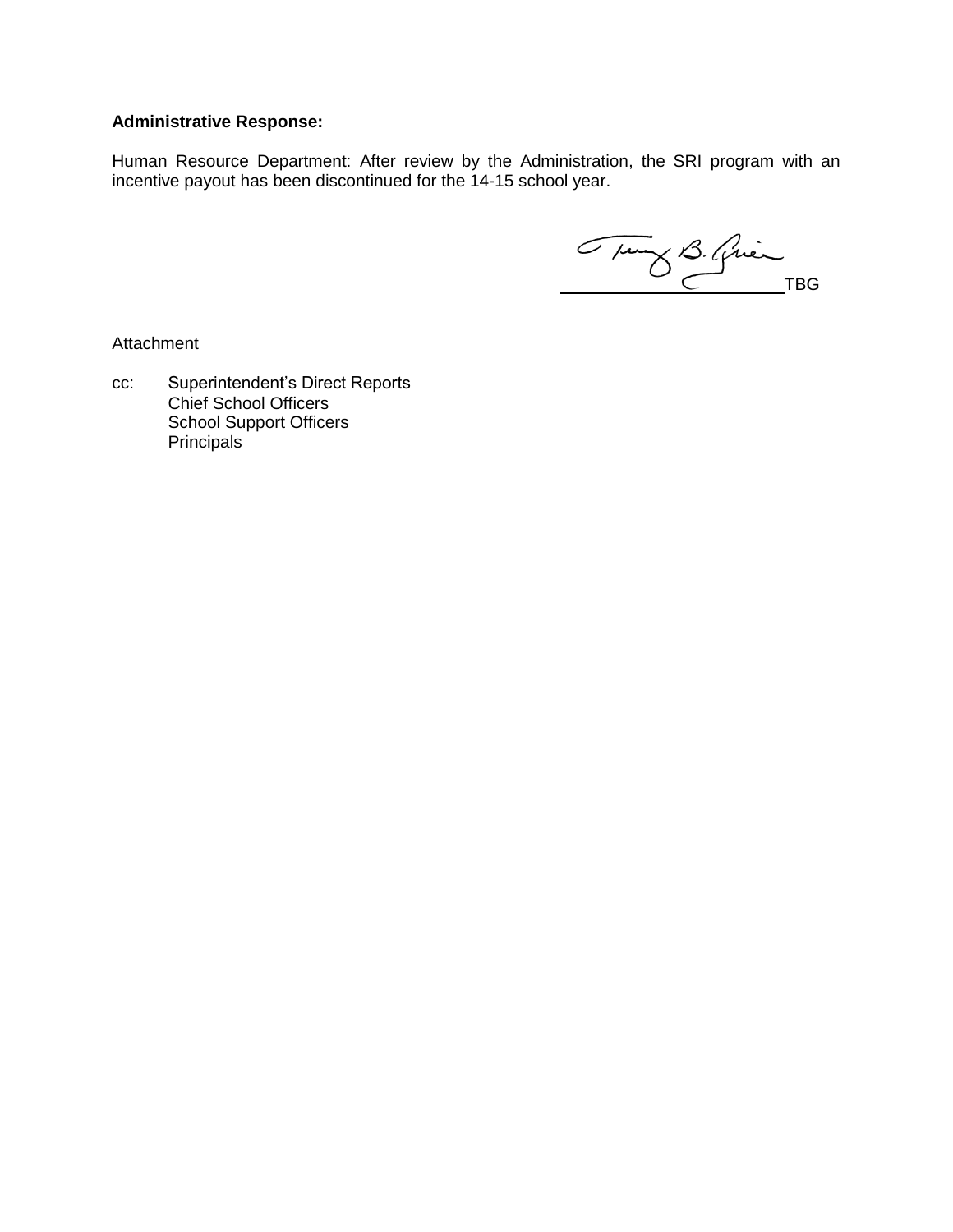**Administrative Response:**

Human Resource Department: After review by the Administration, the SRI program with an incentive payout has been discontinued for the 14-15 school year.

TBG

Attachment

cc: Superintendent's Direct Reports
Chief School Officers
School Support Officers
Principals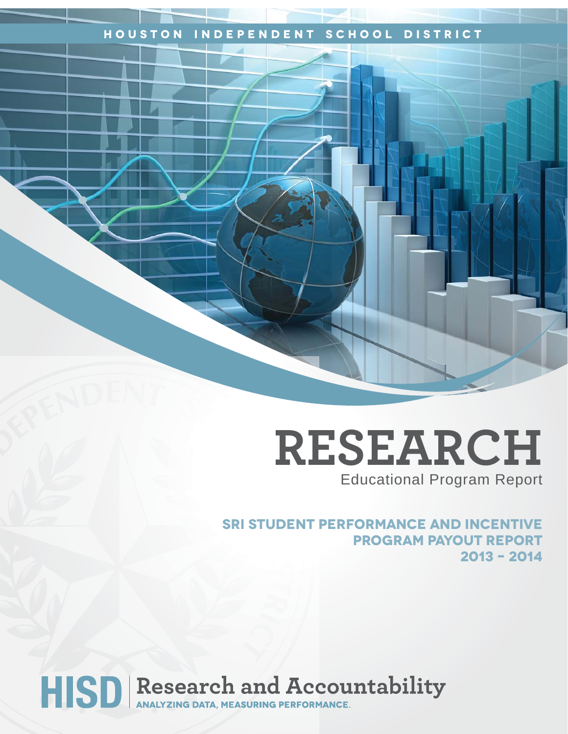HOUSTON INDEPENDENT SCHOOL DISTRICT

# RESEARCH

Educational Program Report

## SRI STUDENT PERFORMANCE AND INCENTIVE PROGRAM PAYOUT REPORT 2013 – 2014

HISD | Research and Accountability

ANALYZING DATA, MEASURING PERFORMANCE.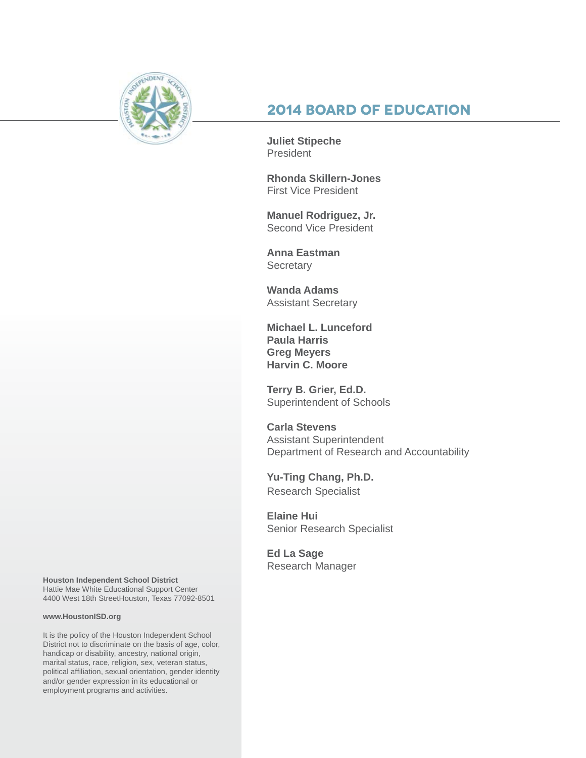## 2014 BOARD OF EDUCATION

**Juliet Stipeche**
President

**Rhonda Skillern-Jones**
First Vice President

**Manuel Rodriguez, Jr.**
Second Vice President

**Anna Eastman**
Secretary

**Wanda Adams**
Assistant Secretary

**Michael L. Lunceford**
**Paula Harris**
**Greg Meyers**
**Harvin C. Moore**

**Terry B. Grier, Ed.D.**
Superintendent of Schools

**Carla Stevens**
Assistant Superintendent
Department of Research and Accountability

**Yu-Ting Chang, Ph.D.**
Research Specialist

**Elaine Hui**
Senior Research Specialist

**Ed La Sage**
Research Manager

**Houston Independent School District**
Hattie Mae White Educational Support Center
4400 West 18th StreetHouston, Texas 77092-8501

**www.HoustonISD.org**

It is the policy of the Houston Independent School District not to discriminate on the basis of age, color, handicap or disability, ancestry, national origin, marital status, race, religion, sex, veteran status, political affiliation, sexual orientation, gender identity and/or gender expression in its educational or employment programs and activities.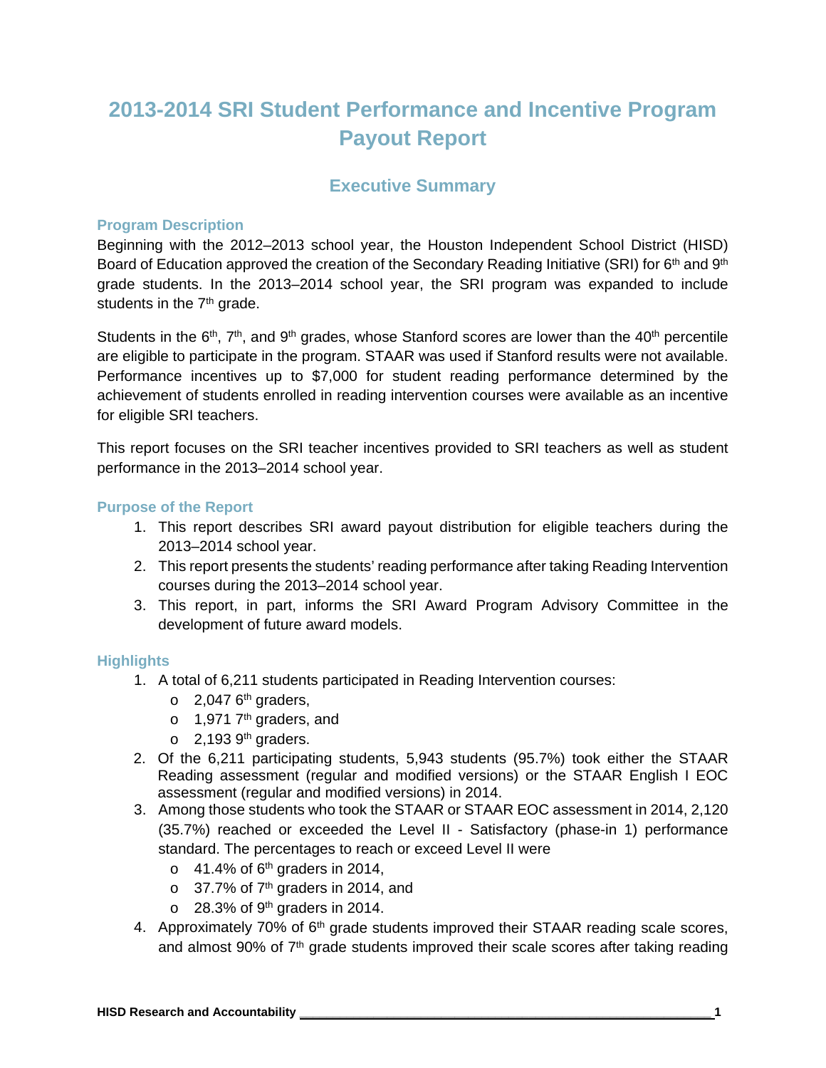# 2013-2014 SRI Student Performance and Incentive Program Payout Report

## Executive Summary

### Program Description

Beginning with the 2012–2013 school year, the Houston Independent School District (HISD) Board of Education approved the creation of the Secondary Reading Initiative (SRI) for 6th and 9th grade students. In the 2013–2014 school year, the SRI program was expanded to include students in the 7th grade.

Students in the 6th, 7th, and 9th grades, whose Stanford scores are lower than the 40th percentile are eligible to participate in the program. STAAR was used if Stanford results were not available. Performance incentives up to $7,000 for student reading performance determined by the achievement of students enrolled in reading intervention courses were available as an incentive for eligible SRI teachers.

This report focuses on the SRI teacher incentives provided to SRI teachers as well as student performance in the 2013–2014 school year.

### Purpose of the Report

1. This report describes SRI award payout distribution for eligible teachers during the 2013–2014 school year.
2. This report presents the students' reading performance after taking Reading Intervention courses during the 2013–2014 school year.
3. This report, in part, informs the SRI Award Program Advisory Committee in the development of future award models.

### Highlights

1. A total of 6,211 students participated in Reading Intervention courses:
   - 2,047 6th graders,
   - 1,971 7th graders, and
   - 2,193 9th graders.
2. Of the 6,211 participating students, 5,943 students (95.7%) took either the STAAR Reading assessment (regular and modified versions) or the STAAR English I EOC assessment (regular and modified versions) in 2014.
3. Among those students who took the STAAR or STAAR EOC assessment in 2014, 2,120 (35.7%) reached or exceeded the Level II - Satisfactory (phase-in 1) performance standard. The percentages to reach or exceed Level II were
   - 41.4% of 6th graders in 2014,
   - 37.7% of 7th graders in 2014, and
   - 28.3% of 9th graders in 2014.
4. Approximately 70% of 6th grade students improved their STAAR reading scale scores, and almost 90% of 7th grade students improved their scale scores after taking reading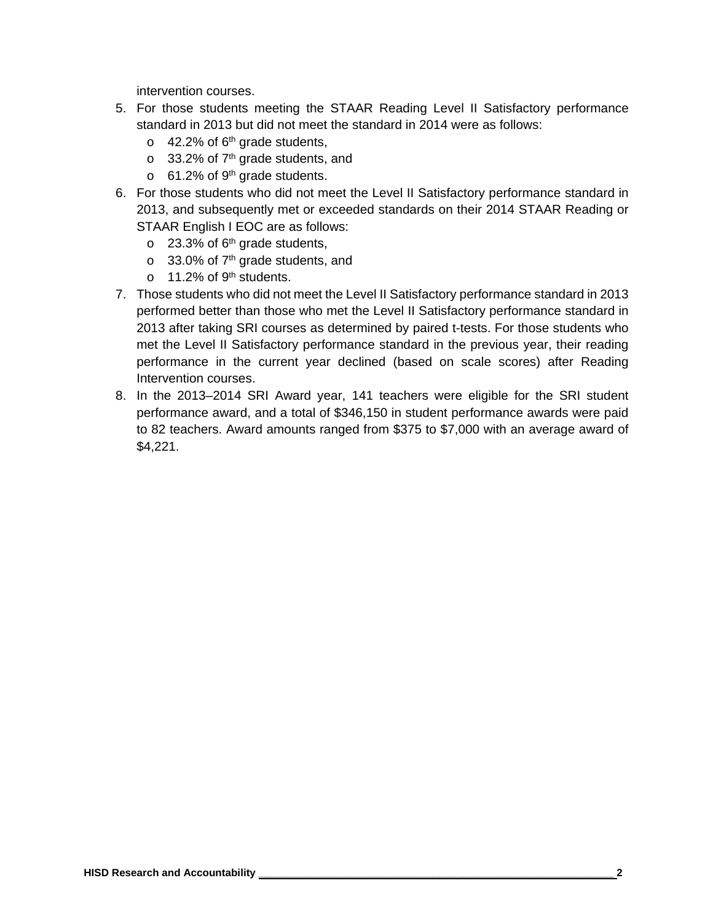intervention courses.

5. For those students meeting the STAAR Reading Level II Satisfactory performance standard in 2013 but did not meet the standard in 2014 were as follows:
   - 42.2% of 6th grade students,
   - 33.2% of 7th grade students, and
   - 61.2% of 9th grade students.
6. For those students who did not meet the Level II Satisfactory performance standard in 2013, and subsequently met or exceeded standards on their 2014 STAAR Reading or STAAR English I EOC are as follows:
   - 23.3% of 6th grade students,
   - 33.0% of 7th grade students, and
   - 11.2% of 9th students.
7. Those students who did not meet the Level II Satisfactory performance standard in 2013 performed better than those who met the Level II Satisfactory performance standard in 2013 after taking SRI courses as determined by paired t-tests. For those students who met the Level II Satisfactory performance standard in the previous year, their reading performance in the current year declined (based on scale scores) after Reading Intervention courses.
8. In the 2013–2014 SRI Award year, 141 teachers were eligible for the SRI student performance award, and a total of $346,150 in student performance awards were paid to 82 teachers. Award amounts ranged from $375 to $7,000 with an average award of $4,221.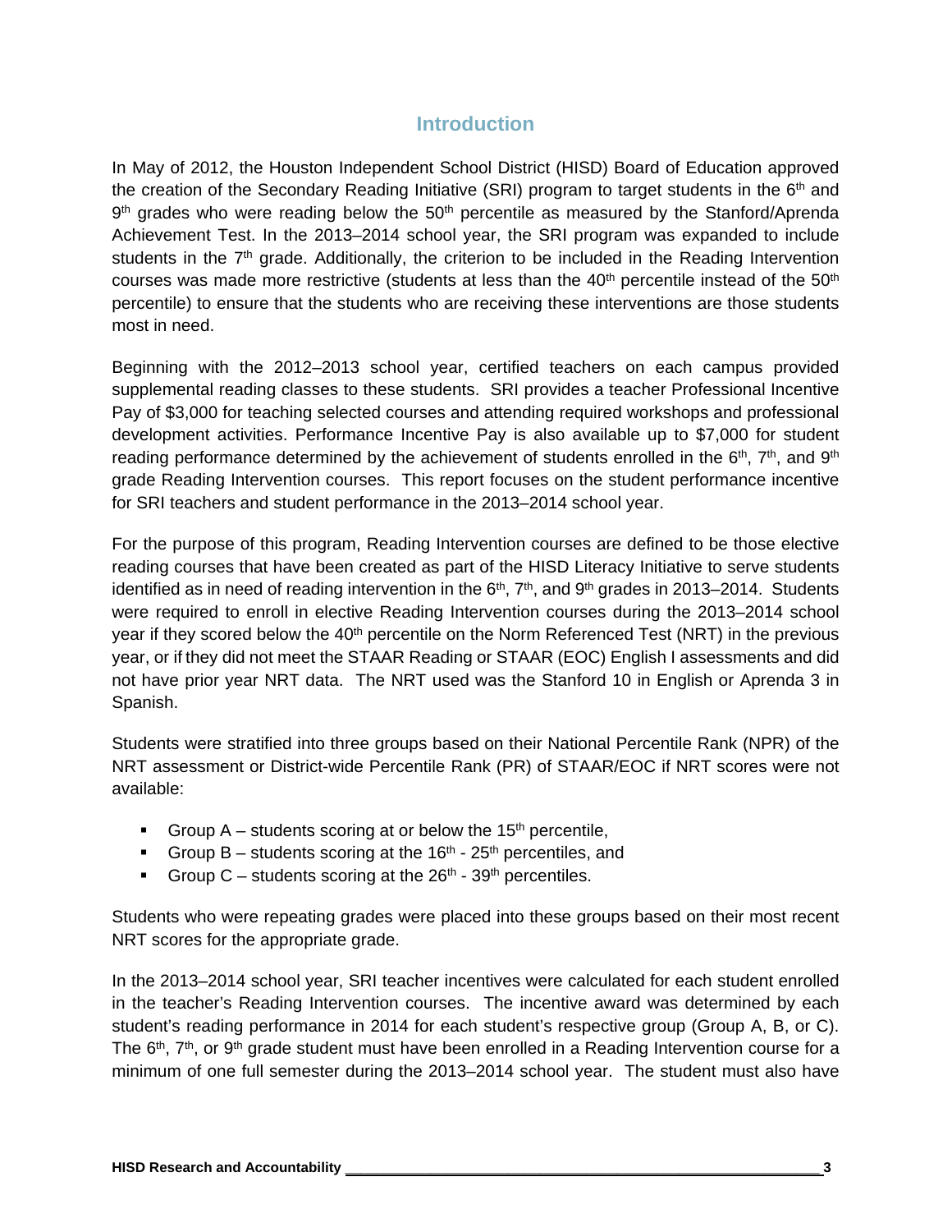## Introduction

In May of 2012, the Houston Independent School District (HISD) Board of Education approved the creation of the Secondary Reading Initiative (SRI) program to target students in the 6th and 9th grades who were reading below the 50th percentile as measured by the Stanford/Aprenda Achievement Test. In the 2013–2014 school year, the SRI program was expanded to include students in the 7th grade. Additionally, the criterion to be included in the Reading Intervention courses was made more restrictive (students at less than the 40th percentile instead of the 50th percentile) to ensure that the students who are receiving these interventions are those students most in need.

Beginning with the 2012–2013 school year, certified teachers on each campus provided supplemental reading classes to these students. SRI provides a teacher Professional Incentive Pay of $3,000 for teaching selected courses and attending required workshops and professional development activities. Performance Incentive Pay is also available up to $7,000 for student reading performance determined by the achievement of students enrolled in the 6th, 7th, and 9th grade Reading Intervention courses. This report focuses on the student performance incentive for SRI teachers and student performance in the 2013–2014 school year.

For the purpose of this program, Reading Intervention courses are defined to be those elective reading courses that have been created as part of the HISD Literacy Initiative to serve students identified as in need of reading intervention in the 6th, 7th, and 9th grades in 2013–2014. Students were required to enroll in elective Reading Intervention courses during the 2013–2014 school year if they scored below the 40th percentile on the Norm Referenced Test (NRT) in the previous year, or if they did not meet the STAAR Reading or STAAR (EOC) English I assessments and did not have prior year NRT data. The NRT used was the Stanford 10 in English or Aprenda 3 in Spanish.

Students were stratified into three groups based on their National Percentile Rank (NPR) of the NRT assessment or District-wide Percentile Rank (PR) of STAAR/EOC if NRT scores were not available:

- Group A – students scoring at or below the 15th percentile,
- Group B – students scoring at the 16th - 25th percentiles, and
- Group C – students scoring at the 26th - 39th percentiles.

Students who were repeating grades were placed into these groups based on their most recent NRT scores for the appropriate grade.

In the 2013–2014 school year, SRI teacher incentives were calculated for each student enrolled in the teacher's Reading Intervention courses. The incentive award was determined by each student's reading performance in 2014 for each student's respective group (Group A, B, or C). The 6th, 7th, or 9th grade student must have been enrolled in a Reading Intervention course for a minimum of one full semester during the 2013–2014 school year. The student must also have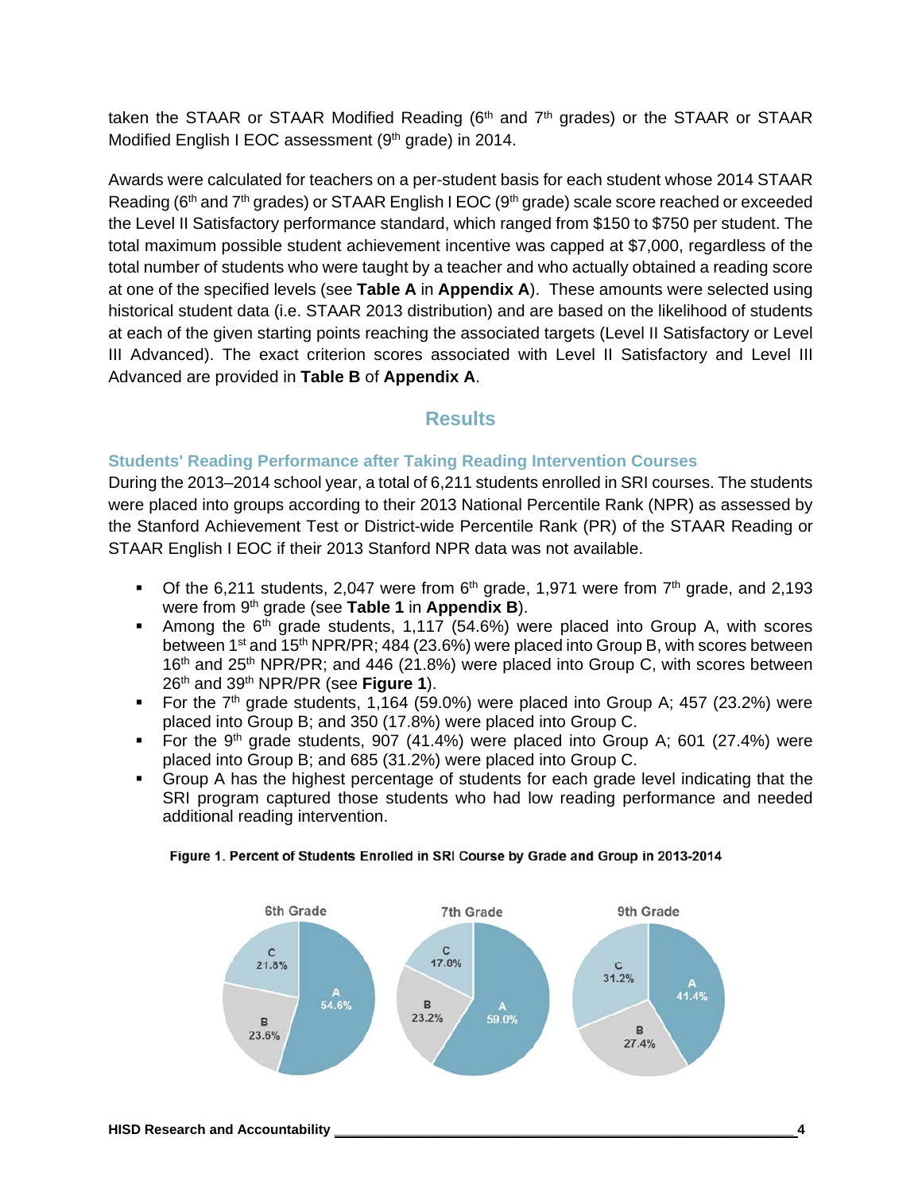taken the STAAR or STAAR Modified Reading (6th and 7th grades) or the STAAR or STAAR Modified English I EOC assessment (9th grade) in 2014.

Awards were calculated for teachers on a per-student basis for each student whose 2014 STAAR Reading (6th and 7th grades) or STAAR English I EOC (9th grade) scale score reached or exceeded the Level II Satisfactory performance standard, which ranged from $150 to $750 per student. The total maximum possible student achievement incentive was capped at $7,000, regardless of the total number of students who were taught by a teacher and who actually obtained a reading score at one of the specified levels (see **Table A** in **Appendix A**). These amounts were selected using historical student data (i.e. STAAR 2013 distribution) and are based on the likelihood of students at each of the given starting points reaching the associated targets (Level II Satisfactory or Level III Advanced). The exact criterion scores associated with Level II Satisfactory and Level III Advanced are provided in **Table B** of **Appendix A**.

## Results

### Students' Reading Performance after Taking Reading Intervention Courses

During the 2013–2014 school year, a total of 6,211 students enrolled in SRI courses. The students were placed into groups according to their 2013 National Percentile Rank (NPR) as assessed by the Stanford Achievement Test or District-wide Percentile Rank (PR) of the STAAR Reading or STAAR English I EOC if their 2013 Stanford NPR data was not available.

- Of the 6,211 students, 2,047 were from 6th grade, 1,971 were from 7th grade, and 2,193 were from 9th grade (see **Table 1** in **Appendix B**).
- Among the 6th grade students, 1,117 (54.6%) were placed into Group A, with scores between 1st and 15th NPR/PR; 484 (23.6%) were placed into Group B, with scores between 16th and 25th NPR/PR; and 446 (21.8%) were placed into Group C, with scores between 26th and 39th NPR/PR (see **Figure 1**).
- For the 7th grade students, 1,164 (59.0%) were placed into Group A; 457 (23.2%) were placed into Group B; and 350 (17.8%) were placed into Group C.
- For the 9th grade students, 907 (41.4%) were placed into Group A; 601 (27.4%) were placed into Group B; and 685 (31.2%) were placed into Group C.
- Group A has the highest percentage of students for each grade level indicating that the SRI program captured those students who had low reading performance and needed additional reading intervention.

**Figure 1. Percent of Students Enrolled in SRI Course by Grade and Group in 2013-2014**

| Group | 6th Grade | 7th Grade | 9th Grade |
|---|---|---|---|
| A | 54.6% | 59.0% | 41.4% |
| B | 23.6% | 23.2% | 27.4% |
| C | 21.8% | 17.8% | 31.2% |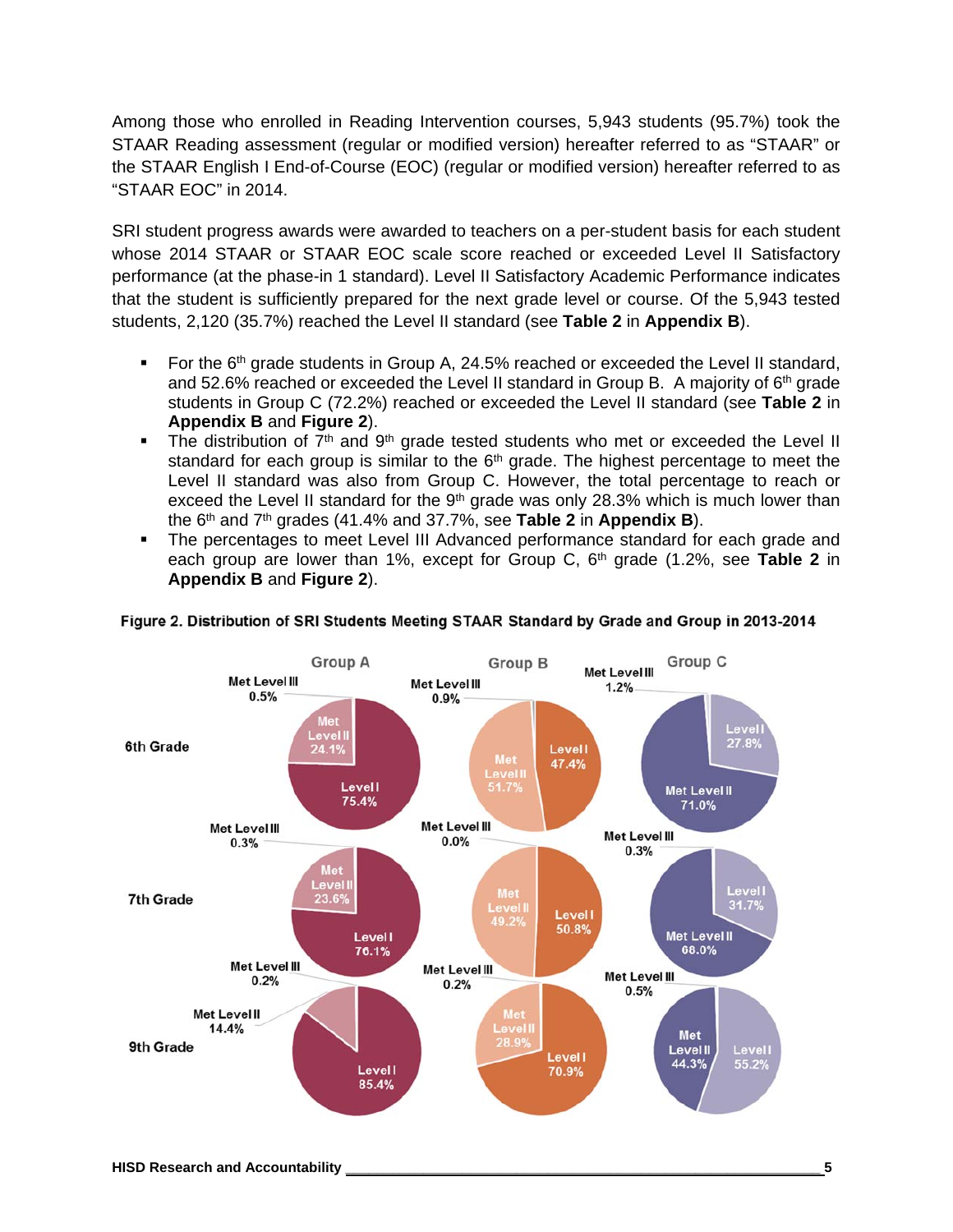Among those who enrolled in Reading Intervention courses, 5,943 students (95.7%) took the STAAR Reading assessment (regular or modified version) hereafter referred to as "STAAR" or the STAAR English I End-of-Course (EOC) (regular or modified version) hereafter referred to as "STAAR EOC" in 2014.

SRI student progress awards were awarded to teachers on a per-student basis for each student whose 2014 STAAR or STAAR EOC scale score reached or exceeded Level II Satisfactory performance (at the phase-in 1 standard). Level II Satisfactory Academic Performance indicates that the student is sufficiently prepared for the next grade level or course. Of the 5,943 tested students, 2,120 (35.7%) reached the Level II standard (see **Table 2** in **Appendix B**).

- For the 6th grade students in Group A, 24.5% reached or exceeded the Level II standard, and 52.6% reached or exceeded the Level II standard in Group B. A majority of 6th grade students in Group C (72.2%) reached or exceeded the Level II standard (see **Table 2** in **Appendix B** and **Figure 2**).
- The distribution of 7th and 9th grade tested students who met or exceeded the Level II standard for each group is similar to the 6th grade. The highest percentage to meet the Level II standard was also from Group C. However, the total percentage to reach or exceed the Level II standard for the 9th grade was only 28.3% which is much lower than the 6th and 7th grades (41.4% and 37.7%, see **Table 2** in **Appendix B**).
- The percentages to meet Level III Advanced performance standard for each grade and each group are lower than 1%, except for Group C, 6th grade (1.2%, see **Table 2** in **Appendix B** and **Figure 2**).

**Figure 2. Distribution of SRI Students Meeting STAAR Standard by Grade and Group in 2013-2014**

| Grade | Group | Level I | Met Level II | Met Level III |
|---|---|---|---|---|
| 6th Grade | Group A | 75.4% | 24.1% | 0.5% |
| 6th Grade | Group B | 47.4% | 51.7% | 0.9% |
| 6th Grade | Group C | 27.8% | 71.0% | 1.2% |
| 7th Grade | Group A | 76.1% | 23.6% | 0.3% |
| 7th Grade | Group B | 50.8% | 49.2% | 0.0% |
| 7th Grade | Group C | 31.7% | 68.0% | 0.3% |
| 9th Grade | Group A | 85.4% | 14.4% | 0.2% |
| 9th Grade | Group B | 70.9% | 28.9% | 0.2% |
| 9th Grade | Group C | 55.2% | 44.3% | 0.5% |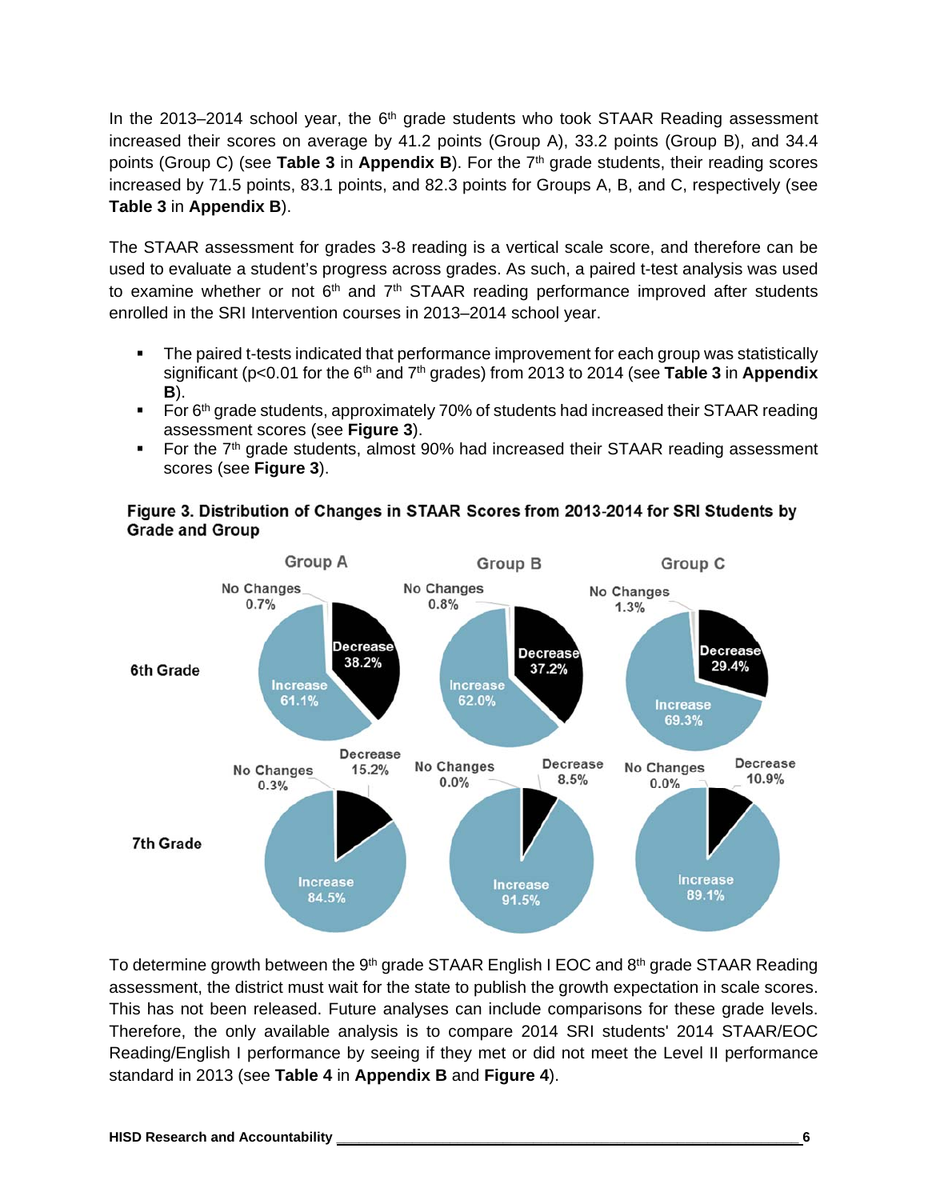In the 2013–2014 school year, the 6th grade students who took STAAR Reading assessment increased their scores on average by 41.2 points (Group A), 33.2 points (Group B), and 34.4 points (Group C) (see **Table 3** in **Appendix B**). For the 7th grade students, their reading scores increased by 71.5 points, 83.1 points, and 82.3 points for Groups A, B, and C, respectively (see **Table 3** in **Appendix B**).

The STAAR assessment for grades 3-8 reading is a vertical scale score, and therefore can be used to evaluate a student's progress across grades. As such, a paired t-test analysis was used to examine whether or not 6th and 7th STAAR reading performance improved after students enrolled in the SRI Intervention courses in 2013–2014 school year.

- The paired t-tests indicated that performance improvement for each group was statistically significant ($p<0.01$ for the 6th and 7th grades) from 2013 to 2014 (see **Table 3** in **Appendix B**).
- For 6th grade students, approximately 70% of students had increased their STAAR reading assessment scores (see **Figure 3**).
- For the 7th grade students, almost 90% had increased their STAAR reading assessment scores (see **Figure 3**).

**Figure 3. Distribution of Changes in STAAR Scores from 2013-2014 for SRI Students by Grade and Group**

| Grade | Change | Group A | Group B | Group C |
|---|---|---|---|---|
| 6th Grade | Increase | 61.1% | 62.0% | 69.3% |
| | Decrease | 38.2% | 37.2% | 29.4% |
| | No Changes | 0.7% | 0.8% | 1.3% |
| 7th Grade | Increase | 84.5% | 91.5% | 89.1% |
| | Decrease | 15.2% | 8.5% | 10.9% |
| | No Changes | 0.3% | 0.0% | 0.0% |

To determine growth between the 9th grade STAAR English I EOC and 8th grade STAAR Reading assessment, the district must wait for the state to publish the growth expectation in scale scores. This has not been released. Future analyses can include comparisons for these grade levels. Therefore, the only available analysis is to compare 2014 SRI students' 2014 STAAR/EOC Reading/English I performance by seeing if they met or did not meet the Level II performance standard in 2013 (see **Table 4** in **Appendix B** and **Figure 4**).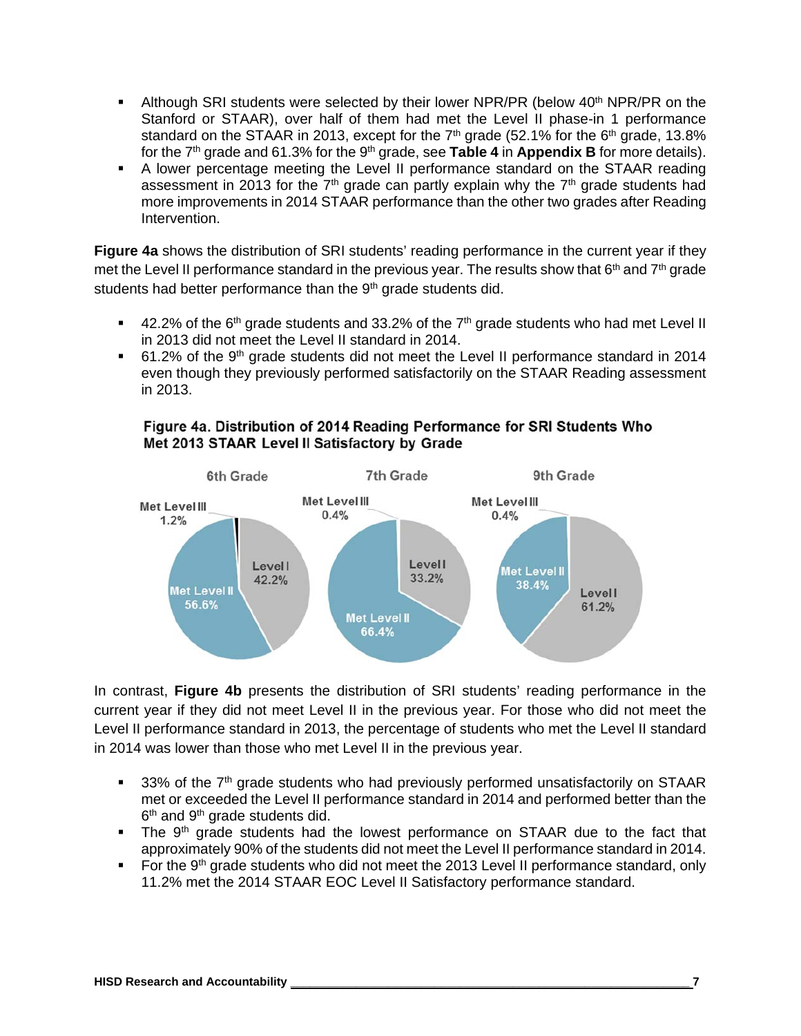- Although SRI students were selected by their lower NPR/PR (below 40th NPR/PR on the Stanford or STAAR), over half of them had met the Level II phase-in 1 performance standard on the STAAR in 2013, except for the 7th grade (52.1% for the 6th grade, 13.8% for the 7th grade and 61.3% for the 9th grade, see **Table 4** in **Appendix B** for more details).
- A lower percentage meeting the Level II performance standard on the STAAR reading assessment in 2013 for the 7th grade can partly explain why the 7th grade students had more improvements in 2014 STAAR performance than the other two grades after Reading Intervention.

**Figure 4a** shows the distribution of SRI students' reading performance in the current year if they met the Level II performance standard in the previous year. The results show that 6th and 7th grade students had better performance than the 9th grade students did.

- 42.2% of the 6th grade students and 33.2% of the 7th grade students who had met Level II in 2013 did not meet the Level II standard in 2014.
- 61.2% of the 9th grade students did not meet the Level II performance standard in 2014 even though they previously performed satisfactorily on the STAAR Reading assessment in 2013.

**Figure 4a. Distribution of 2014 Reading Performance for SRI Students Who Met 2013 STAAR Level II Satisfactory by Grade**

| Grade | Level I | Met Level II | Met Level III |
|---|---|---|---|
| 6th Grade | 42.2% | 56.6% | 1.2% |
| 7th Grade | 33.2% | 66.4% | 0.4% |
| 9th Grade | 61.2% | 38.4% | 0.4% |

In contrast, **Figure 4b** presents the distribution of SRI students' reading performance in the current year if they did not meet Level II in the previous year. For those who did not meet the Level II performance standard in 2013, the percentage of students who met the Level II standard in 2014 was lower than those who met Level II in the previous year.

- 33% of the 7th grade students who had previously performed unsatisfactorily on STAAR met or exceeded the Level II performance standard in 2014 and performed better than the 6th and 9th grade students did.
- The 9th grade students had the lowest performance on STAAR due to the fact that approximately 90% of the students did not meet the Level II performance standard in 2014.
- For the 9th grade students who did not meet the 2013 Level II performance standard, only 11.2% met the 2014 STAAR EOC Level II Satisfactory performance standard.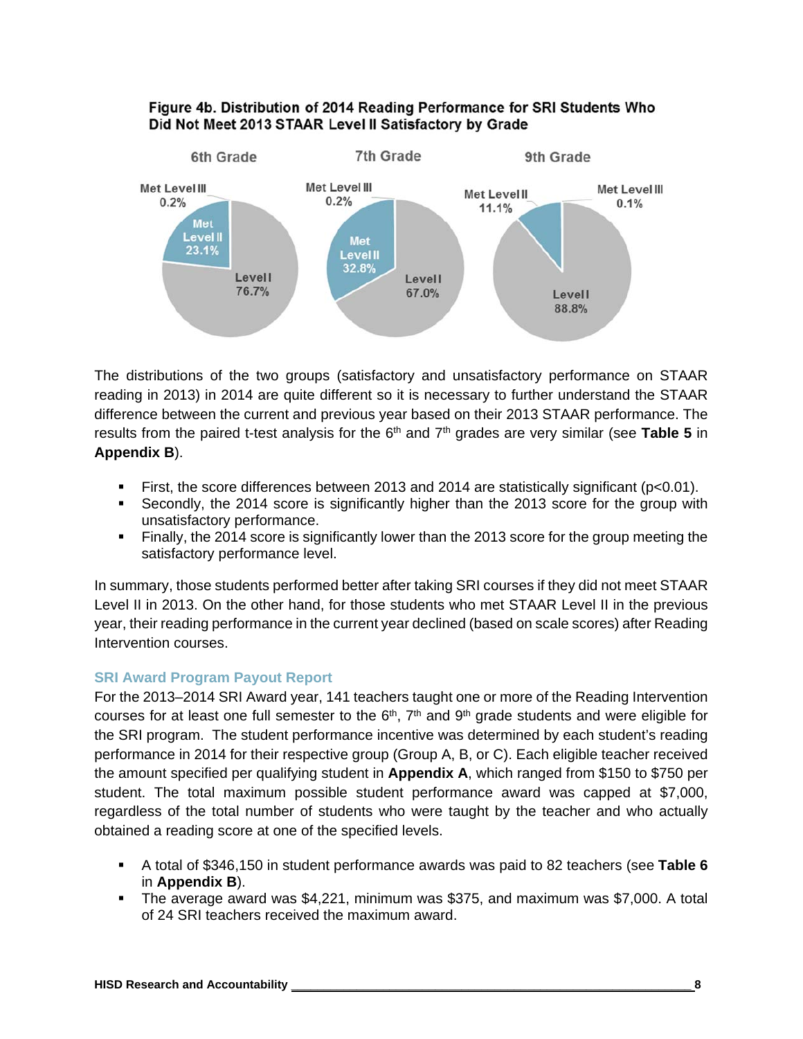**Figure 4b. Distribution of 2014 Reading Performance for SRI Students Who Did Not Meet 2013 STAAR Level II Satisfactory by Grade**

6th Grade: Met Level III 0.2%; Met Level II 23.1%; Level I 76.7%

7th Grade: Met Level III 0.2%; Met Level II 32.8%; Level I 67.0%

9th Grade: Met Level II 11.1%; Met Level III 0.1%; Level I 88.8%

The distributions of the two groups (satisfactory and unsatisfactory performance on STAAR reading in 2013) in 2014 are quite different so it is necessary to further understand the STAAR difference between the current and previous year based on their 2013 STAAR performance. The results from the paired t-test analysis for the 6th and 7th grades are very similar (see **Table 5** in **Appendix B**).

- First, the score differences between 2013 and 2014 are statistically significant ($p<0.01$).
- Secondly, the 2014 score is significantly higher than the 2013 score for the group with unsatisfactory performance.
- Finally, the 2014 score is significantly lower than the 2013 score for the group meeting the satisfactory performance level.

In summary, those students performed better after taking SRI courses if they did not meet STAAR Level II in 2013. On the other hand, for those students who met STAAR Level II in the previous year, their reading performance in the current year declined (based on scale scores) after Reading Intervention courses.

### SRI Award Program Payout Report

For the 2013–2014 SRI Award year, 141 teachers taught one or more of the Reading Intervention courses for at least one full semester to the 6th, 7th and 9th grade students and were eligible for the SRI program. The student performance incentive was determined by each student's reading performance in 2014 for their respective group (Group A, B, or C). Each eligible teacher received the amount specified per qualifying student in **Appendix A**, which ranged from $150 to $750 per student. The total maximum possible student performance award was capped at $7,000, regardless of the total number of students who were taught by the teacher and who actually obtained a reading score at one of the specified levels.

- A total of $346,150 in student performance awards was paid to 82 teachers (see **Table 6** in **Appendix B**).
- The average award was $4,221, minimum was $375, and maximum was $7,000. A total of 24 SRI teachers received the maximum award.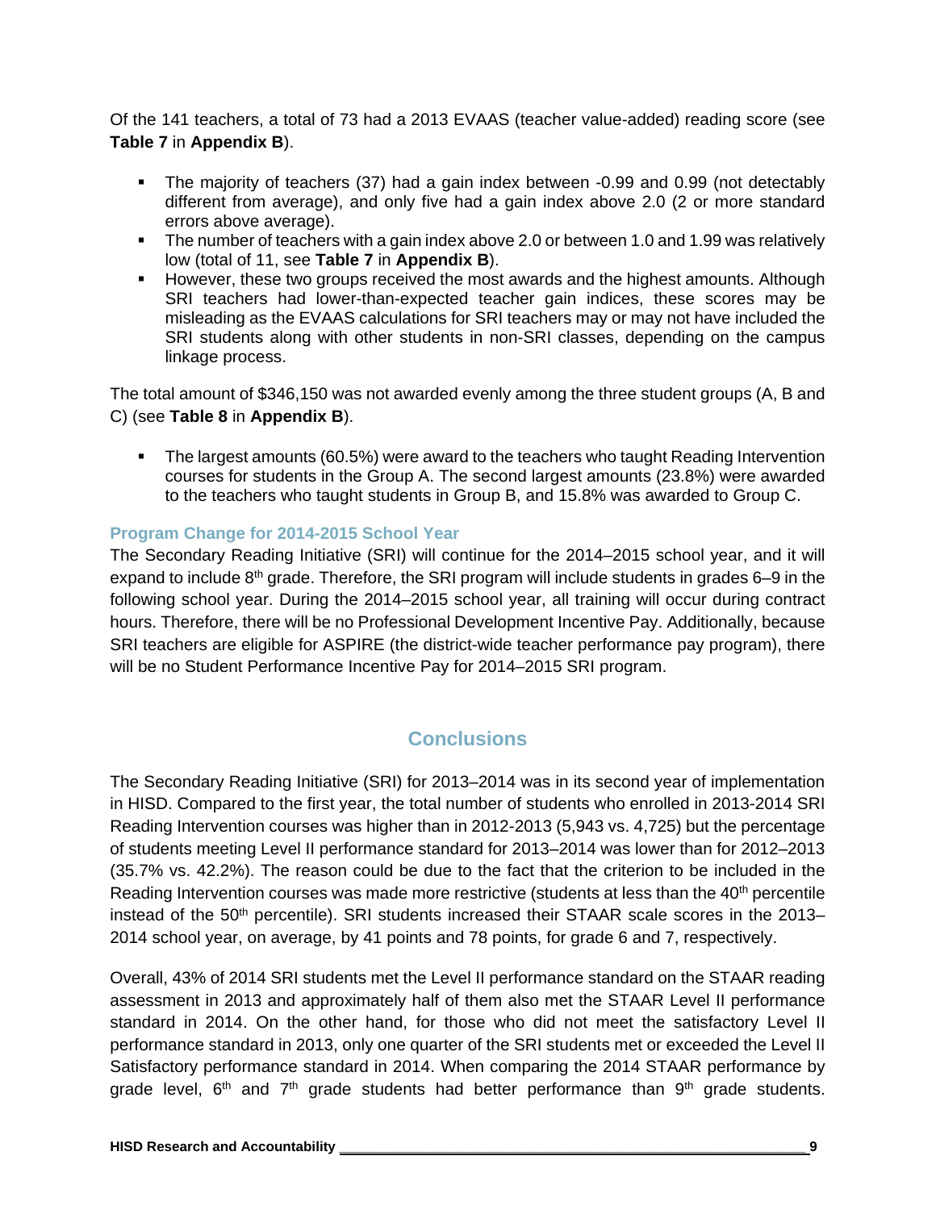Of the 141 teachers, a total of 73 had a 2013 EVAAS (teacher value-added) reading score (see **Table 7** in **Appendix B**).

- The majority of teachers (37) had a gain index between -0.99 and 0.99 (not detectably different from average), and only five had a gain index above 2.0 (2 or more standard errors above average).
- The number of teachers with a gain index above 2.0 or between 1.0 and 1.99 was relatively low (total of 11, see **Table 7** in **Appendix B**).
- However, these two groups received the most awards and the highest amounts. Although SRI teachers had lower-than-expected teacher gain indices, these scores may be misleading as the EVAAS calculations for SRI teachers may or may not have included the SRI students along with other students in non-SRI classes, depending on the campus linkage process.

The total amount of $346,150 was not awarded evenly among the three student groups (A, B and C) (see **Table 8** in **Appendix B**).

- The largest amounts (60.5%) were award to the teachers who taught Reading Intervention courses for students in the Group A. The second largest amounts (23.8%) were awarded to the teachers who taught students in Group B, and 15.8% was awarded to Group C.

### Program Change for 2014-2015 School Year

The Secondary Reading Initiative (SRI) will continue for the 2014–2015 school year, and it will expand to include 8th grade. Therefore, the SRI program will include students in grades 6–9 in the following school year. During the 2014–2015 school year, all training will occur during contract hours. Therefore, there will be no Professional Development Incentive Pay. Additionally, because SRI teachers are eligible for ASPIRE (the district-wide teacher performance pay program), there will be no Student Performance Incentive Pay for 2014–2015 SRI program.

## Conclusions

The Secondary Reading Initiative (SRI) for 2013–2014 was in its second year of implementation in HISD. Compared to the first year, the total number of students who enrolled in 2013-2014 SRI Reading Intervention courses was higher than in 2012-2013 (5,943 vs. 4,725) but the percentage of students meeting Level II performance standard for 2013–2014 was lower than for 2012–2013 (35.7% vs. 42.2%). The reason could be due to the fact that the criterion to be included in the Reading Intervention courses was made more restrictive (students at less than the 40th percentile instead of the 50th percentile). SRI students increased their STAAR scale scores in the 2013–2014 school year, on average, by 41 points and 78 points, for grade 6 and 7, respectively.

Overall, 43% of 2014 SRI students met the Level II performance standard on the STAAR reading assessment in 2013 and approximately half of them also met the STAAR Level II performance standard in 2014. On the other hand, for those who did not meet the satisfactory Level II performance standard in 2013, only one quarter of the SRI students met or exceeded the Level II Satisfactory performance standard in 2014. When comparing the 2014 STAAR performance by grade level, 6th and 7th grade students had better performance than 9th grade students.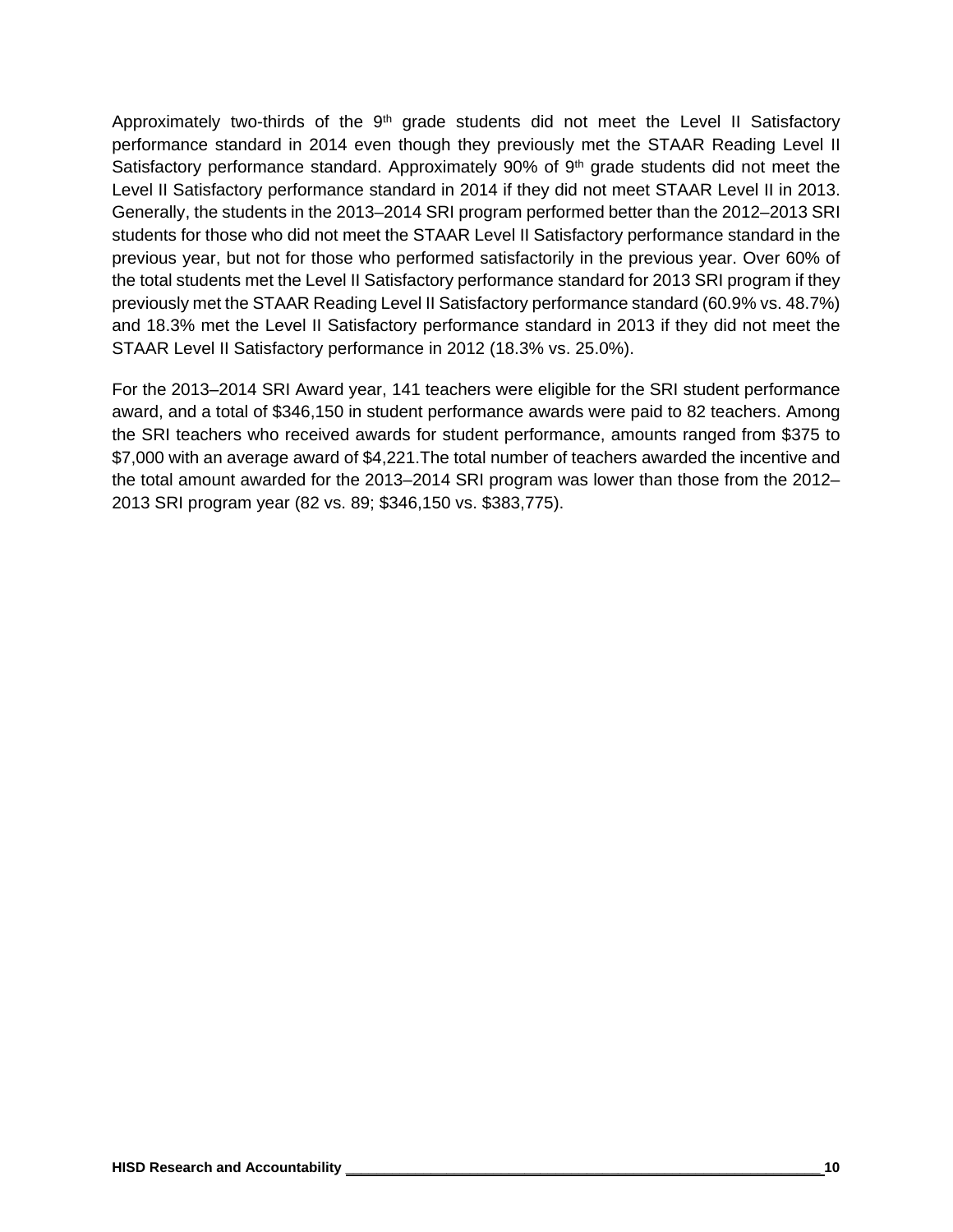Approximately two-thirds of the 9th grade students did not meet the Level II Satisfactory performance standard in 2014 even though they previously met the STAAR Reading Level II Satisfactory performance standard. Approximately 90% of 9th grade students did not meet the Level II Satisfactory performance standard in 2014 if they did not meet STAAR Level II in 2013. Generally, the students in the 2013–2014 SRI program performed better than the 2012–2013 SRI students for those who did not meet the STAAR Level II Satisfactory performance standard in the previous year, but not for those who performed satisfactorily in the previous year. Over 60% of the total students met the Level II Satisfactory performance standard for 2013 SRI program if they previously met the STAAR Reading Level II Satisfactory performance standard (60.9% vs. 48.7%) and 18.3% met the Level II Satisfactory performance standard in 2013 if they did not meet the STAAR Level II Satisfactory performance in 2012 (18.3% vs. 25.0%).

For the 2013–2014 SRI Award year, 141 teachers were eligible for the SRI student performance award, and a total of $346,150 in student performance awards were paid to 82 teachers. Among the SRI teachers who received awards for student performance, amounts ranged from $375 to $7,000 with an average award of $4,221.The total number of teachers awarded the incentive and the total amount awarded for the 2013–2014 SRI program was lower than those from the 2012–2013 SRI program year (82 vs. 89; $346,150 vs. $383,775).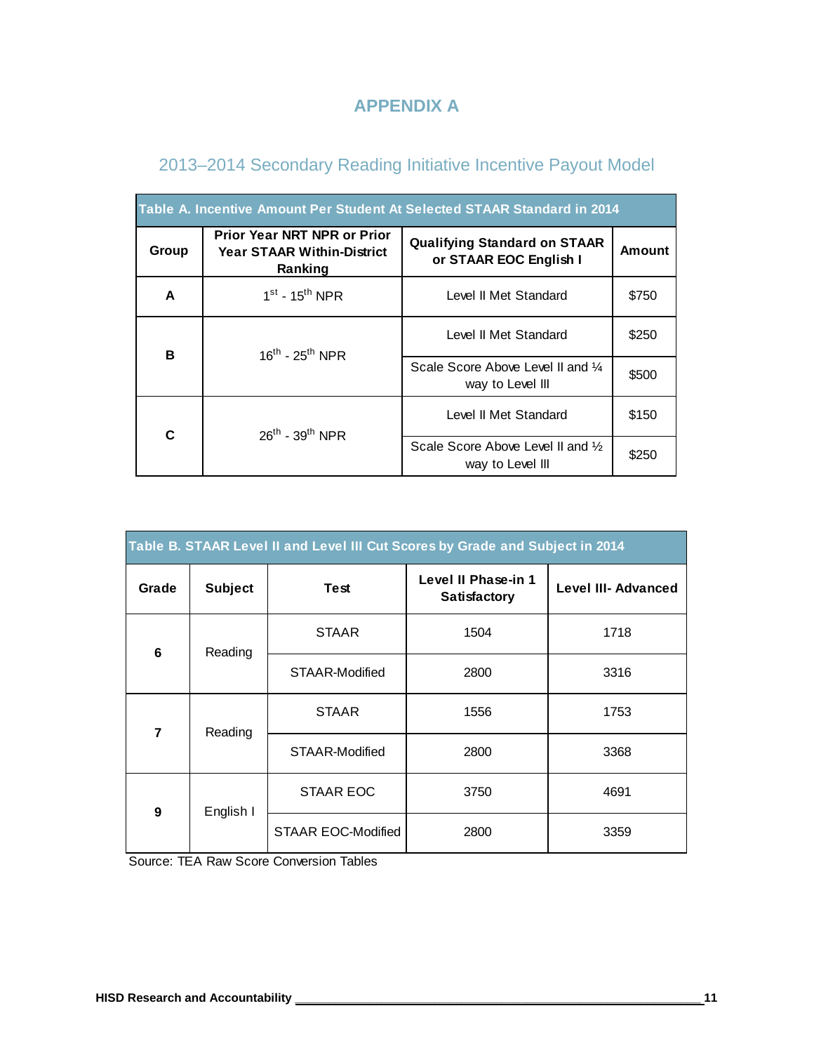# APPENDIX A

## 2013–2014 Secondary Reading Initiative Incentive Payout Model

**Table A. Incentive Amount Per Student At Selected STAAR Standard in 2014**

| Group | Prior Year NRT NPR or Prior Year STAAR Within-District Ranking | Qualifying Standard on STAAR or STAAR EOC English I | Amount |
|---|---|---|---|
| **A** | 1st - 15th NPR | Level II Met Standard | $750 |
| **B** | 16th - 25th NPR | Level II Met Standard | $250 |
| | | Scale Score Above Level II and ¼ way to Level III | $500 |
| **C** | 26th - 39th NPR | Level II Met Standard | $150 |
| | | Scale Score Above Level II and ½ way to Level III | $250 |

**Table B. STAAR Level II and Level III Cut Scores by Grade and Subject in 2014**

| Grade | Subject | Test | Level II Phase-in 1 Satisfactory | Level III- Advanced |
|---|---|---|---|---|
| **6** | Reading | STAAR | 1504 | 1718 |
| | | STAAR-Modified | 2800 | 3316 |
| **7** | Reading | STAAR | 1556 | 1753 |
| | | STAAR-Modified | 2800 | 3368 |
| **9** | English I | STAAR EOC | 3750 | 4691 |
| | | STAAR EOC-Modified | 2800 | 3359 |

Source: TEA Raw Score Conversion Tables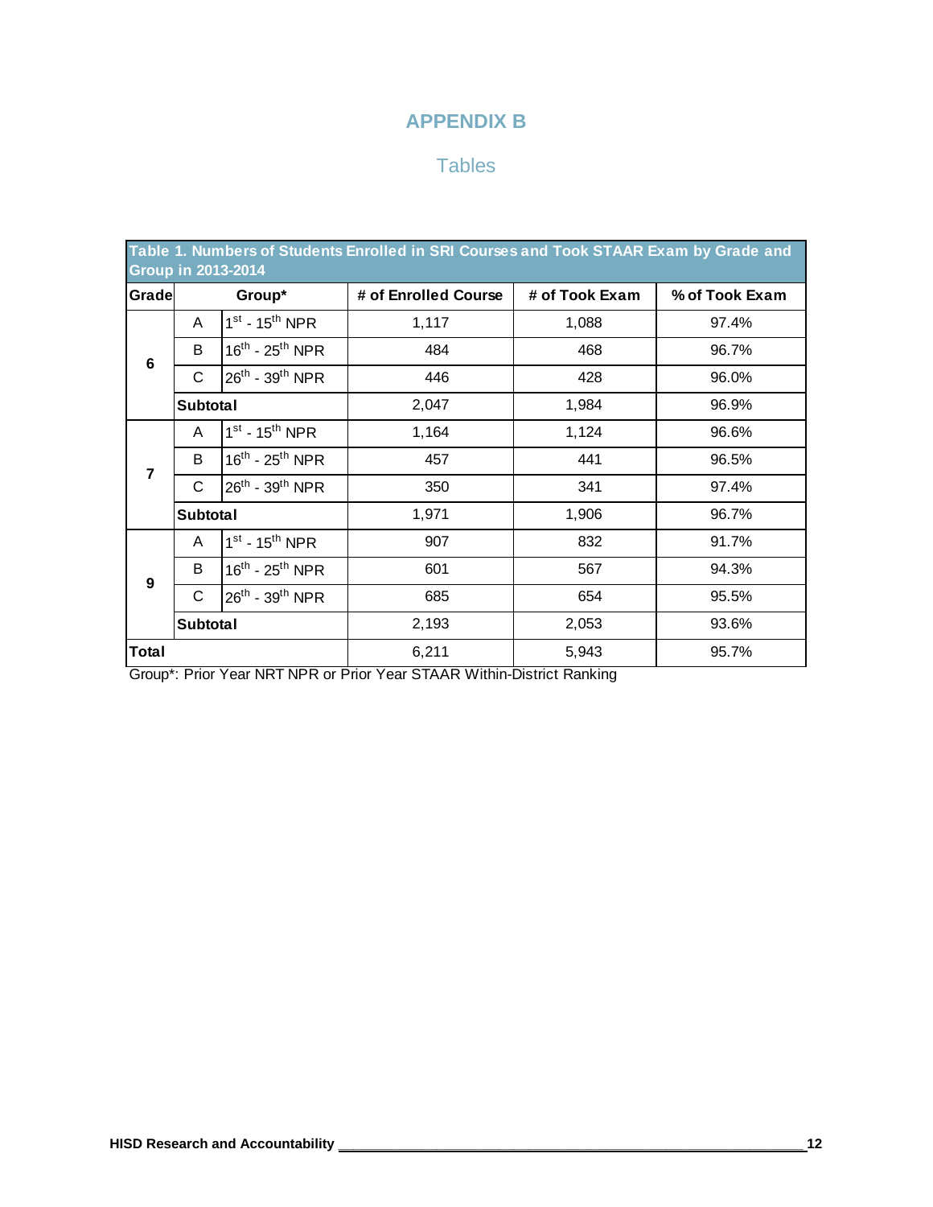# APPENDIX B

## Tables

**Table 1. Numbers of Students Enrolled in SRI Courses and Took STAAR Exam by Grade and Group in 2013-2014**

| Grade | Group* | | # of Enrolled Course | # of Took Exam | % of Took Exam |
|---|---|---|---|---|---|
| 6 | A | 1st - 15th NPR | 1,117 | 1,088 | 97.4% |
| | B | 16th - 25th NPR | 484 | 468 | 96.7% |
| | C | 26th - 39th NPR | 446 | 428 | 96.0% |
| | **Subtotal** | | 2,047 | 1,984 | 96.9% |
| 7 | A | 1st - 15th NPR | 1,164 | 1,124 | 96.6% |
| | B | 16th - 25th NPR | 457 | 441 | 96.5% |
| | C | 26th - 39th NPR | 350 | 341 | 97.4% |
| | **Subtotal** | | 1,971 | 1,906 | 96.7% |
| 9 | A | 1st - 15th NPR | 907 | 832 | 91.7% |
| | B | 16th - 25th NPR | 601 | 567 | 94.3% |
| | C | 26th - 39th NPR | 685 | 654 | 95.5% |
| | **Subtotal** | | 2,193 | 2,053 | 93.6% |
| **Total** | | | 6,211 | 5,943 | 95.7% |

Group*: Prior Year NRT NPR or Prior Year STAAR Within-District Ranking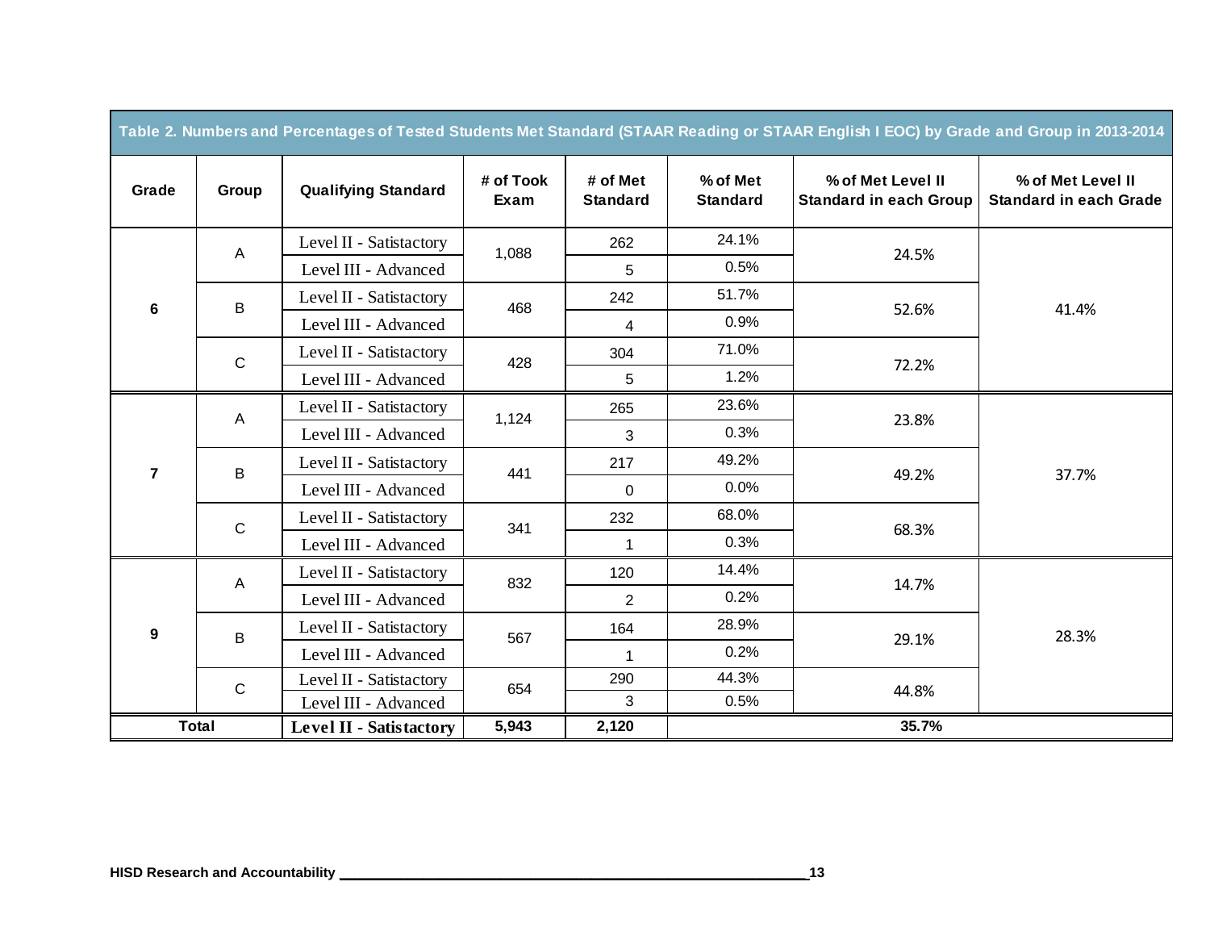**Table 2. Numbers and Percentages of Tested Students Met Standard (STAAR Reading or STAAR English I EOC) by Grade and Group in 2013-2014**

| Grade | Group | Qualifying Standard | # of Took Exam | # of Met Standard | % of Met Standard | % of Met Level II Standard in each Group | % of Met Level II Standard in each Grade |
|---|---|---|---|---|---|---|---|
| 6 | A | Level II - Satistactory | 1,088 | 262 | 24.1% | 24.5% | 41.4% |
| | | Level III - Advanced | | 5 | 0.5% | | |
| | B | Level II - Satistactory | 468 | 242 | 51.7% | 52.6% | |
| | | Level III - Advanced | | 4 | 0.9% | | |
| | C | Level II - Satistactory | 428 | 304 | 71.0% | 72.2% | |
| | | Level III - Advanced | | 5 | 1.2% | | |
| 7 | A | Level II - Satistactory | 1,124 | 265 | 23.6% | 23.8% | 37.7% |
| | | Level III - Advanced | | 3 | 0.3% | | |
| | B | Level II - Satistactory | 441 | 217 | 49.2% | 49.2% | |
| | | Level III - Advanced | | 0 | 0.0% | | |
| | C | Level II - Satistactory | 341 | 232 | 68.0% | 68.3% | |
| | | Level III - Advanced | | 1 | 0.3% | | |
| 9 | A | Level II - Satistactory | 832 | 120 | 14.4% | 14.7% | 28.3% |
| | | Level III - Advanced | | 2 | 0.2% | | |
| | B | Level II - Satistactory | 567 | 164 | 28.9% | 29.1% | |
| | | Level III - Advanced | | 1 | 0.2% | | |
| | C | Level II - Satistactory | 654 | 290 | 44.3% | 44.8% | |
| | | Level III - Advanced | | 3 | 0.5% | | |
| **Total** | | **Level II - Satistactory** | **5,943** | **2,120** | **35.7%** | | |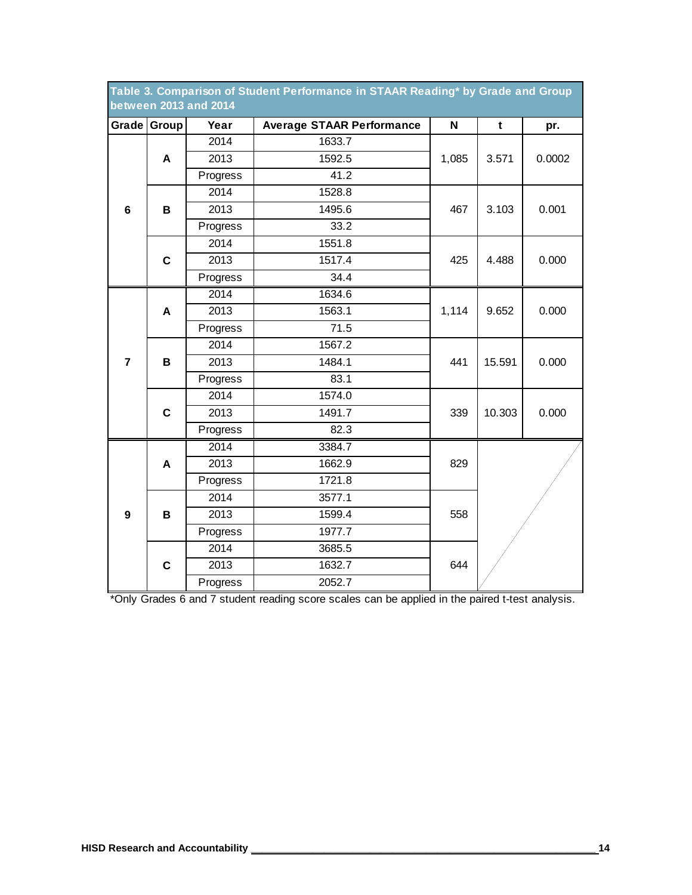**Table 3. Comparison of Student Performance in STAAR Reading* by Grade and Group between 2013 and 2014**

| Grade | Group | Year | Average STAAR Performance | N | t | pr. |
|---|---|---|---|---|---|---|
| 6 | A | 2014 | 1633.7 | 1,085 | 3.571 | 0.0002 |
| | | 2013 | 1592.5 | | | |
| | | Progress | 41.2 | | | |
| | B | 2014 | 1528.8 | 467 | 3.103 | 0.001 |
| | | 2013 | 1495.6 | | | |
| | | Progress | 33.2 | | | |
| | C | 2014 | 1551.8 | 425 | 4.488 | 0.000 |
| | | 2013 | 1517.4 | | | |
| | | Progress | 34.4 | | | |
| 7 | A | 2014 | 1634.6 | 1,114 | 9.652 | 0.000 |
| | | 2013 | 1563.1 | | | |
| | | Progress | 71.5 | | | |
| | B | 2014 | 1567.2 | 441 | 15.591 | 0.000 |
| | | 2013 | 1484.1 | | | |
| | | Progress | 83.1 | | | |
| | C | 2014 | 1574.0 | 339 | 10.303 | 0.000 |
| | | 2013 | 1491.7 | | | |
| | | Progress | 82.3 | | | |
| 9 | A | 2014 | 3384.7 | 829 | | |
| | | 2013 | 1662.9 | | | |
| | | Progress | 1721.8 | | | |
| | B | 2014 | 3577.1 | 558 | | |
| | | 2013 | 1599.4 | | | |
| | | Progress | 1977.7 | | | |
| | C | 2014 | 3685.5 | 644 | | |
| | | 2013 | 1632.7 | | | |
| | | Progress | 2052.7 | | | |

*Only Grades 6 and 7 student reading score scales can be applied in the paired t-test analysis.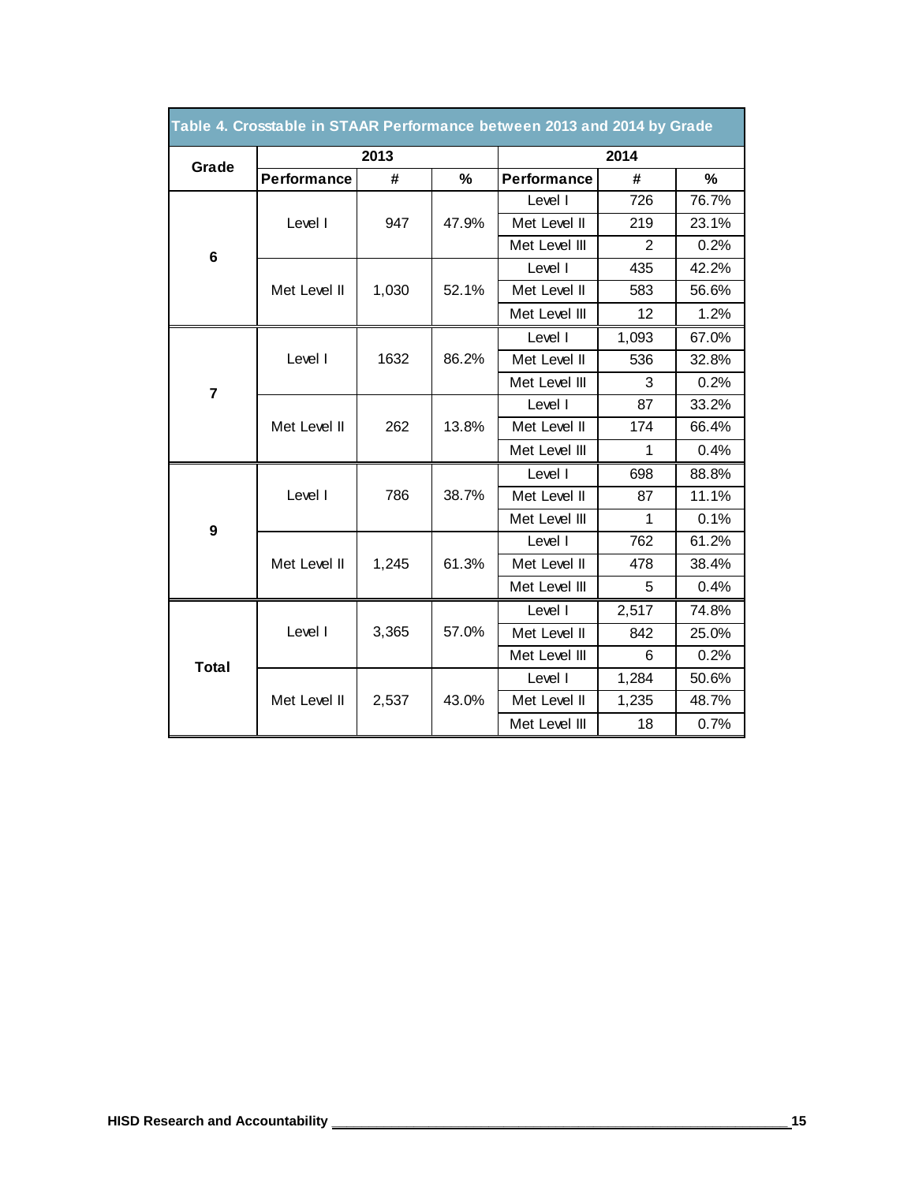| Table 4. Crosstable in STAAR Performance between 2013 and 2014 by Grade | | | | | | |
|---|---|---|---|---|---|---|
| Grade | 2013 | | | 2014 | | |
| | Performance | # | % | Performance | # | % |
| 6 | Level I | 947 | 47.9% | Level I | 726 | 76.7% |
| | | | | Met Level II | 219 | 23.1% |
| | | | | Met Level III | 2 | 0.2% |
| | Met Level II | 1,030 | 52.1% | Level I | 435 | 42.2% |
| | | | | Met Level II | 583 | 56.6% |
| | | | | Met Level III | 12 | 1.2% |
| 7 | Level I | 1632 | 86.2% | Level I | 1,093 | 67.0% |
| | | | | Met Level II | 536 | 32.8% |
| | | | | Met Level III | 3 | 0.2% |
| | Met Level II | 262 | 13.8% | Level I | 87 | 33.2% |
| | | | | Met Level II | 174 | 66.4% |
| | | | | Met Level III | 1 | 0.4% |
| 9 | Level I | 786 | 38.7% | Level I | 698 | 88.8% |
| | | | | Met Level II | 87 | 11.1% |
| | | | | Met Level III | 1 | 0.1% |
| | Met Level II | 1,245 | 61.3% | Level I | 762 | 61.2% |
| | | | | Met Level II | 478 | 38.4% |
| | | | | Met Level III | 5 | 0.4% |
| Total | Level I | 3,365 | 57.0% | Level I | 2,517 | 74.8% |
| | | | | Met Level II | 842 | 25.0% |
| | | | | Met Level III | 6 | 0.2% |
| | Met Level II | 2,537 | 43.0% | Level I | 1,284 | 50.6% |
| | | | | Met Level II | 1,235 | 48.7% |
| | | | | Met Level III | 18 | 0.7% |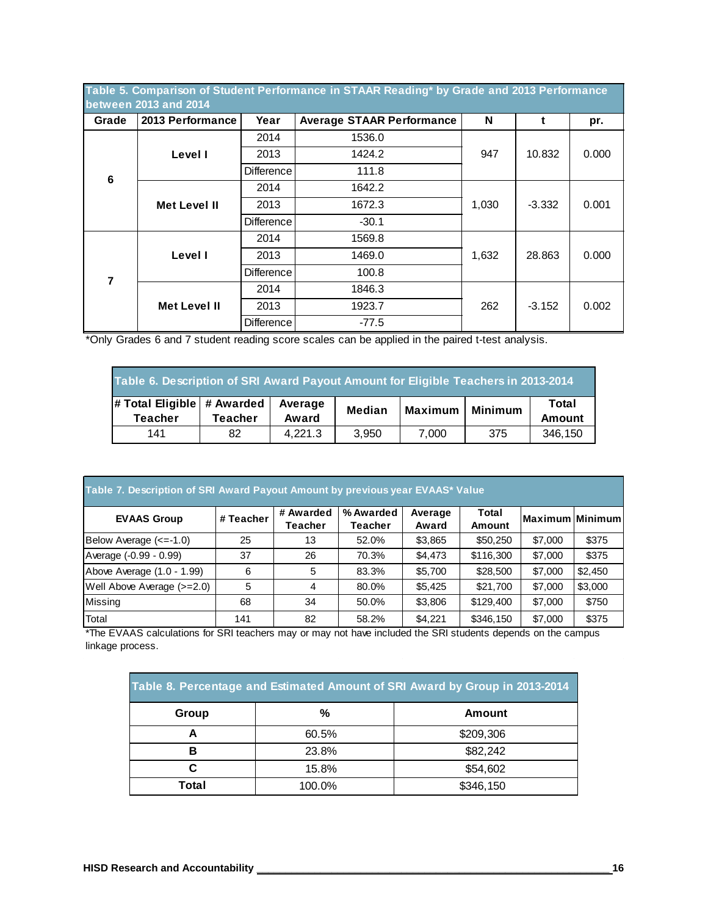| Table 5. Comparison of Student Performance in STAAR Reading* by Grade and 2013 Performance between 2013 and 2014 | | | | | | |
|---|---|---|---|---|---|---|
| **Grade** | **2013 Performance** | **Year** | **Average STAAR Performance** | **N** | **t** | **pr.** |
| 6 | Level I | 2014 | 1536.0 | 947 | 10.832 | 0.000 |
| | | 2013 | 1424.2 | | | |
| | | Difference | 111.8 | | | |
| | Met Level II | 2014 | 1642.2 | 1,030 | -3.332 | 0.001 |
| | | 2013 | 1672.3 | | | |
| | | Difference | -30.1 | | | |
| 7 | Level I | 2014 | 1569.8 | 1,632 | 28.863 | 0.000 |
| | | 2013 | 1469.0 | | | |
| | | Difference | 100.8 | | | |
| | Met Level II | 2014 | 1846.3 | 262 | -3.152 | 0.002 |
| | | 2013 | 1923.7 | | | |
| | | Difference | -77.5 | | | |

*Only Grades 6 and 7 student reading score scales can be applied in the paired t-test analysis.

| Table 6. Description of SRI Award Payout Amount for Eligible Teachers in 2013-2014 | | | | | | |
|---|---|---|---|---|---|---|
| **# Total Eligible Teacher** | **# Awarded Teacher** | **Average Award** | **Median** | **Maximum** | **Minimum** | **Total Amount** |
| 141 | 82 | 4,221.3 | 3,950 | 7,000 | 375 | 346,150 |

| Table 7. Description of SRI Award Payout Amount by previous year EVAAS* Value | | | | | | | |
|---|---|---|---|---|---|---|---|
| **EVAAS Group** | **# Teacher** | **# Awarded Teacher** | **% Awarded Teacher** | **Average Award** | **Total Amount** | **Maximum** | **Minimum** |
| Below Average (<=-1.0) | 25 | 13 | 52.0% | $3,865 | $50,250 | $7,000 | $375 |
| Average (-0.99 - 0.99) | 37 | 26 | 70.3% | $4,473 | $116,300 | $7,000 | $375 |
| Above Average (1.0 - 1.99) | 6 | 5 | 83.3% | $5,700 | $28,500 | $7,000 | $2,450 |
| Well Above Average (>=2.0) | 5 | 4 | 80.0% | $5,425 | $21,700 | $7,000 | $3,000 |
| Missing | 68 | 34 | 50.0% | $3,806 | $129,400 | $7,000 | $750 |
| Total | 141 | 82 | 58.2% | $4,221 | $346,150 | $7,000 | $375 |

*The EVAAS calculations for SRI teachers may or may not have included the SRI students depends on the campus linkage process.

| Table 8. Percentage and Estimated Amount of SRI Award by Group in 2013-2014 | | |
|---|---|---|
| **Group** | **%** | **Amount** |
| **A** | 60.5% | $209,306 |
| **B** | 23.8% | $82,242 |
| **C** | 15.8% | $54,602 |
| **Total** | 100.0% | $346,150 |